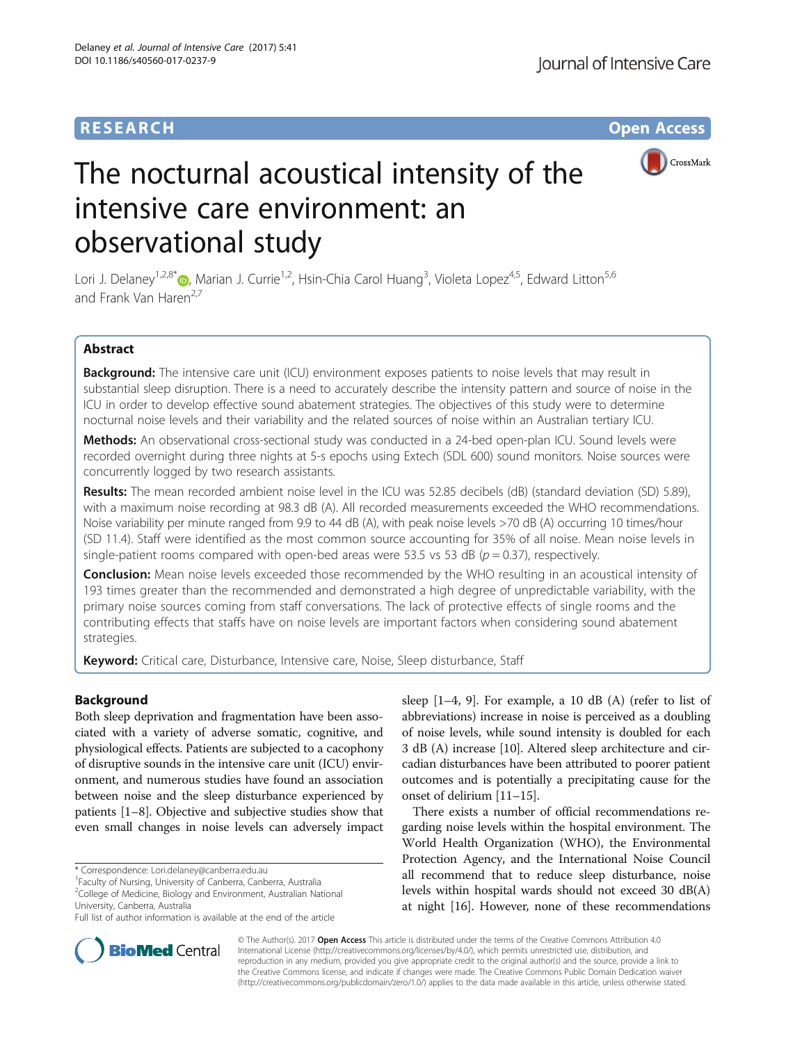RESEARCH **Open Access**

# The nocturnal acoustical intensity of the intensive care environment: an observational study

Lori J. Delaney[1,2,8*], Marian J. Currie[1,2], Hsin-Chia Carol Huang[3], Violeta Lopez[4,5], Edward Litton[5,6] and Frank Van Haren[2,7]

## Abstract

**Background:** The intensive care unit (ICU) environment exposes patients to noise levels that may result in substantial sleep disruption. There is a need to accurately describe the intensity pattern and source of noise in the ICU in order to develop effective sound abatement strategies. The objectives of this study were to determine nocturnal noise levels and their variability and the related sources of noise within an Australian tertiary ICU.

**Methods:** An observational cross-sectional study was conducted in a 24-bed open-plan ICU. Sound levels were recorded overnight during three nights at 5-s epochs using Extech (SDL 600) sound monitors. Noise sources were concurrently logged by two research assistants.

**Results:** The mean recorded ambient noise level in the ICU was 52.85 decibels (dB) (standard deviation (SD) 5.89), with a maximum noise recording at 98.3 dB (A). All recorded measurements exceeded the WHO recommendations. Noise variability per minute ranged from 9.9 to 44 dB (A), with peak noise levels >70 dB (A) occurring 10 times/hour (SD 11.4). Staff were identified as the most common source accounting for 35% of all noise. Mean noise levels in single-patient rooms compared with open-bed areas were 53.5 vs 53 dB ($p = 0.37$), respectively.

**Conclusion:** Mean noise levels exceeded those recommended by the WHO resulting in an acoustical intensity of 193 times greater than the recommended and demonstrated a high degree of unpredictable variability, with the primary noise sources coming from staff conversations. The lack of protective effects of single rooms and the contributing effects that staffs have on noise levels are important factors when considering sound abatement strategies.

**Keyword:** Critical care, Disturbance, Intensive care, Noise, Sleep disturbance, Staff

## Background

Both sleep deprivation and fragmentation have been associated with a variety of adverse somatic, cognitive, and physiological effects. Patients are subjected to a cacophony of disruptive sounds in the intensive care unit (ICU) environment, and numerous studies have found an association between noise and the sleep disturbance experienced by patients [1–8]. Objective and subjective studies show that even small changes in noise levels can adversely impact sleep [1–4, 9]. For example, a 10 dB (A) (refer to list of abbreviations) increase in noise is perceived as a doubling of noise levels, while sound intensity is doubled for each 3 dB (A) increase [10]. Altered sleep architecture and circadian disturbances have been attributed to poorer patient outcomes and is potentially a precipitating cause for the onset of delirium [11–15].

There exists a number of official recommendations regarding noise levels within the hospital environment. The World Health Organization (WHO), the Environmental Protection Agency, and the International Noise Council all recommend that to reduce sleep disturbance, noise levels within hospital wards should not exceed 30 dB(A) at night [16]. However, none of these recommendations

\* Correspondence: Lori.delaney@canberra.edu.au
[1]Faculty of Nursing, University of Canberra, Canberra, Australia
[2]College of Medicine, Biology and Environment, Australian National University, Canberra, Australia
Full list of author information is available at the end of the article

© The Author(s). 2017 **Open Access** This article is distributed under the terms of the Creative Commons Attribution 4.0 International License (http://creativecommons.org/licenses/by/4.0/), which permits unrestricted use, distribution, and reproduction in any medium, provided you give appropriate credit to the original author(s) and the source, provide a link to the Creative Commons license, and indicate if changes were made. The Creative Commons Public Domain Dedication waiver (http://creativecommons.org/publicdomain/zero/1.0/) applies to the data made available in this article, unless otherwise stated.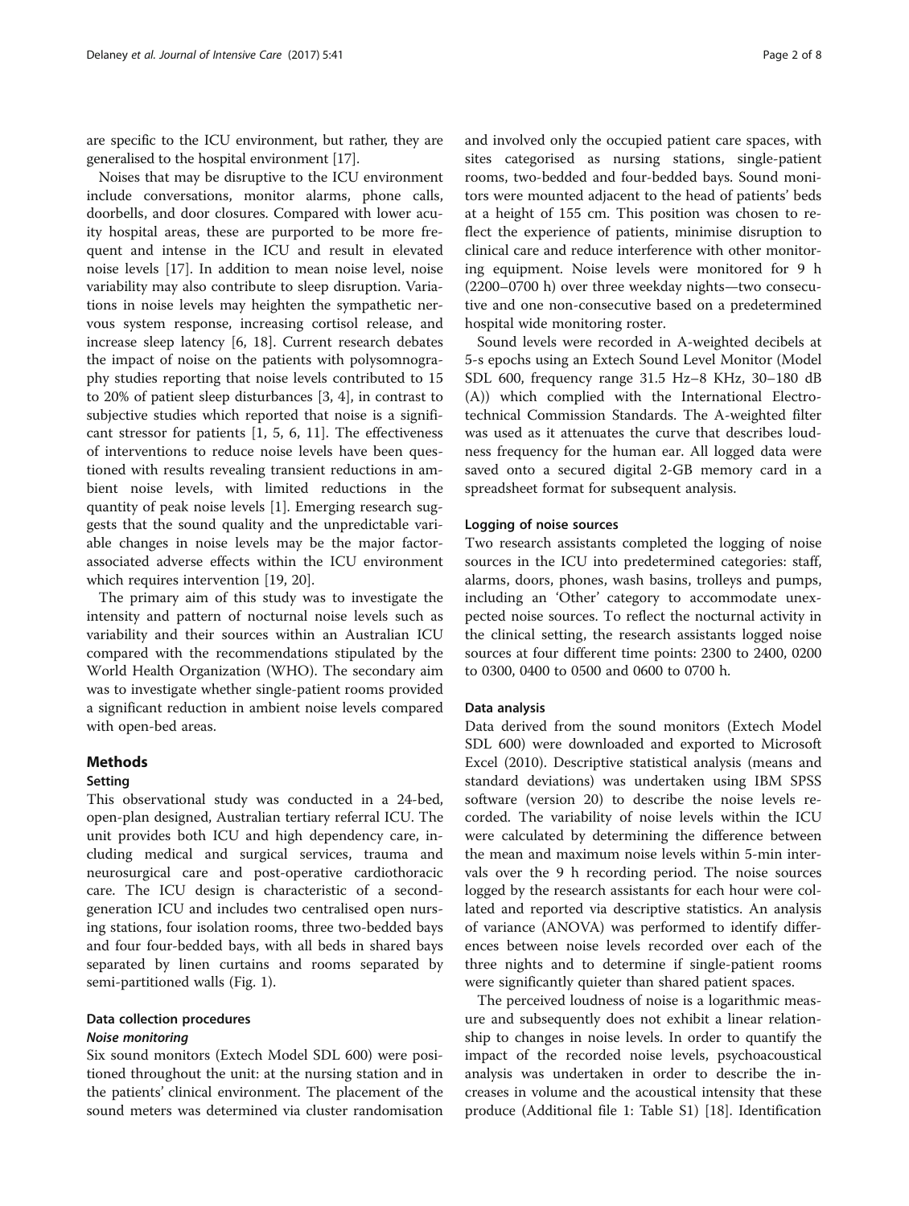are specific to the ICU environment, but rather, they are generalised to the hospital environment [17].

Noises that may be disruptive to the ICU environment include conversations, monitor alarms, phone calls, doorbells, and door closures. Compared with lower acuity hospital areas, these are purported to be more frequent and intense in the ICU and result in elevated noise levels [17]. In addition to mean noise level, noise variability may also contribute to sleep disruption. Variations in noise levels may heighten the sympathetic nervous system response, increasing cortisol release, and increase sleep latency [6, 18]. Current research debates the impact of noise on the patients with polysomnography studies reporting that noise levels contributed to 15 to 20% of patient sleep disturbances [3, 4], in contrast to subjective studies which reported that noise is a significant stressor for patients [1, 5, 6, 11]. The effectiveness of interventions to reduce noise levels have been questioned with results revealing transient reductions in ambient noise levels, with limited reductions in the quantity of peak noise levels [1]. Emerging research suggests that the sound quality and the unpredictable variable changes in noise levels may be the major factor-associated adverse effects within the ICU environment which requires intervention [19, 20].

The primary aim of this study was to investigate the intensity and pattern of nocturnal noise levels such as variability and their sources within an Australian ICU compared with the recommendations stipulated by the World Health Organization (WHO). The secondary aim was to investigate whether single-patient rooms provided a significant reduction in ambient noise levels compared with open-bed areas.

## Methods

### Setting

This observational study was conducted in a 24-bed, open-plan designed, Australian tertiary referral ICU. The unit provides both ICU and high dependency care, including medical and surgical services, trauma and neurosurgical care and post-operative cardiothoracic care. The ICU design is characteristic of a second-generation ICU and includes two centralised open nursing stations, four isolation rooms, three two-bedded bays and four four-bedded bays, with all beds in shared bays separated by linen curtains and rooms separated by semi-partitioned walls (Fig. 1).

### Data collection procedures

#### *Noise monitoring*

Six sound monitors (Extech Model SDL 600) were positioned throughout the unit: at the nursing station and in the patients' clinical environment. The placement of the sound meters was determined via cluster randomisation and involved only the occupied patient care spaces, with sites categorised as nursing stations, single-patient rooms, two-bedded and four-bedded bays. Sound monitors were mounted adjacent to the head of patients' beds at a height of 155 cm. This position was chosen to reflect the experience of patients, minimise disruption to clinical care and reduce interference with other monitoring equipment. Noise levels were monitored for 9 h (2200–0700 h) over three weekday nights—two consecutive and one non-consecutive based on a predetermined hospital wide monitoring roster.

Sound levels were recorded in A-weighted decibels at 5-s epochs using an Extech Sound Level Monitor (Model SDL 600, frequency range 31.5 Hz–8 KHz, 30–180 dB (A)) which complied with the International Electrotechnical Commission Standards. The A-weighted filter was used as it attenuates the curve that describes loudness frequency for the human ear. All logged data were saved onto a secured digital 2-GB memory card in a spreadsheet format for subsequent analysis.

### Logging of noise sources

Two research assistants completed the logging of noise sources in the ICU into predetermined categories: staff, alarms, doors, phones, wash basins, trolleys and pumps, including an 'Other' category to accommodate unexpected noise sources. To reflect the nocturnal activity in the clinical setting, the research assistants logged noise sources at four different time points: 2300 to 2400, 0200 to 0300, 0400 to 0500 and 0600 to 0700 h.

### Data analysis

Data derived from the sound monitors (Extech Model SDL 600) were downloaded and exported to Microsoft Excel (2010). Descriptive statistical analysis (means and standard deviations) was undertaken using IBM SPSS software (version 20) to describe the noise levels recorded. The variability of noise levels within the ICU were calculated by determining the difference between the mean and maximum noise levels within 5-min intervals over the 9 h recording period. The noise sources logged by the research assistants for each hour were collated and reported via descriptive statistics. An analysis of variance (ANOVA) was performed to identify differences between noise levels recorded over each of the three nights and to determine if single-patient rooms were significantly quieter than shared patient spaces.

The perceived loudness of noise is a logarithmic measure and subsequently does not exhibit a linear relationship to changes in noise levels. In order to quantify the impact of the recorded noise levels, psychoacoustical analysis was undertaken in order to describe the increases in volume and the acoustical intensity that these produce (Additional file 1: Table S1) [18]. Identification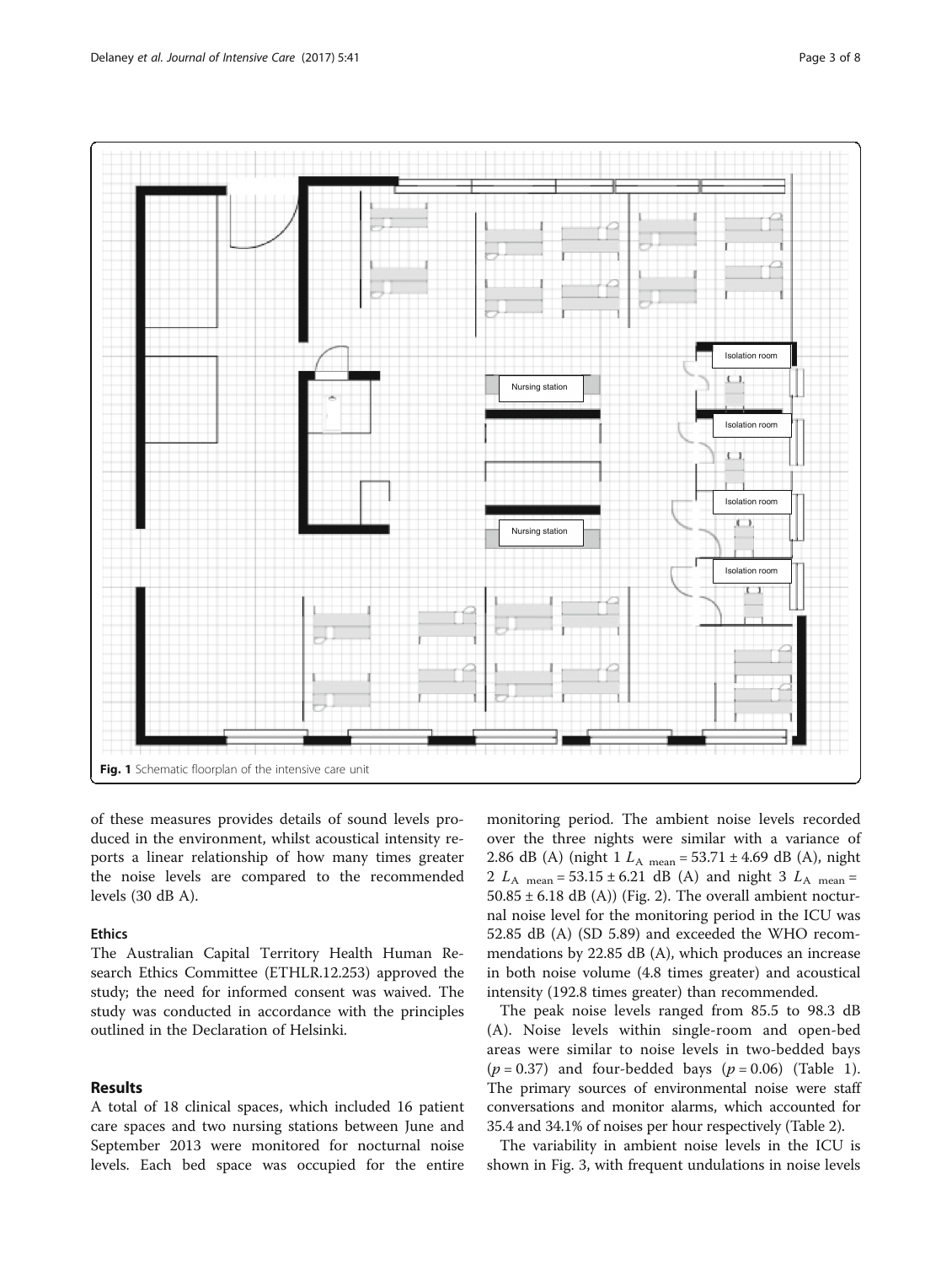Fig. 1 Schematic floorplan of the intensive care unit

of these measures provides details of sound levels produced in the environment, whilst acoustical intensity reports a linear relationship of how many times greater the noise levels are compared to the recommended levels (30 dB A).

## Ethics

The Australian Capital Territory Health Human Research Ethics Committee (ETHLR.12.253) approved the study; the need for informed consent was waived. The study was conducted in accordance with the principles outlined in the Declaration of Helsinki.

# Results

A total of 18 clinical spaces, which included 16 patient care spaces and two nursing stations between June and September 2013 were monitored for nocturnal noise levels. Each bed space was occupied for the entire monitoring period. The ambient noise levels recorded over the three nights were similar with a variance of 2.86 dB (A) (night 1 $L_{\text{A mean}} = 53.71 \pm 4.69$ dB (A), night 2 $L_{\text{A mean}} = 53.15 \pm 6.21$ dB (A) and night 3 $L_{\text{A mean}} = 50.85 \pm 6.18$ dB (A)) (Fig. 2). The overall ambient nocturnal noise level for the monitoring period in the ICU was 52.85 dB (A) (SD 5.89) and exceeded the WHO recommendations by 22.85 dB (A), which produces an increase in both noise volume (4.8 times greater) and acoustical intensity (192.8 times greater) than recommended.

The peak noise levels ranged from 85.5 to 98.3 dB (A). Noise levels within single-room and open-bed areas were similar to noise levels in two-bedded bays ($p = 0.37$) and four-bedded bays ($p = 0.06$) (Table 1). The primary sources of environmental noise were staff conversations and monitor alarms, which accounted for 35.4 and 34.1% of noises per hour respectively (Table 2).

The variability in ambient noise levels in the ICU is shown in Fig. 3, with frequent undulations in noise levels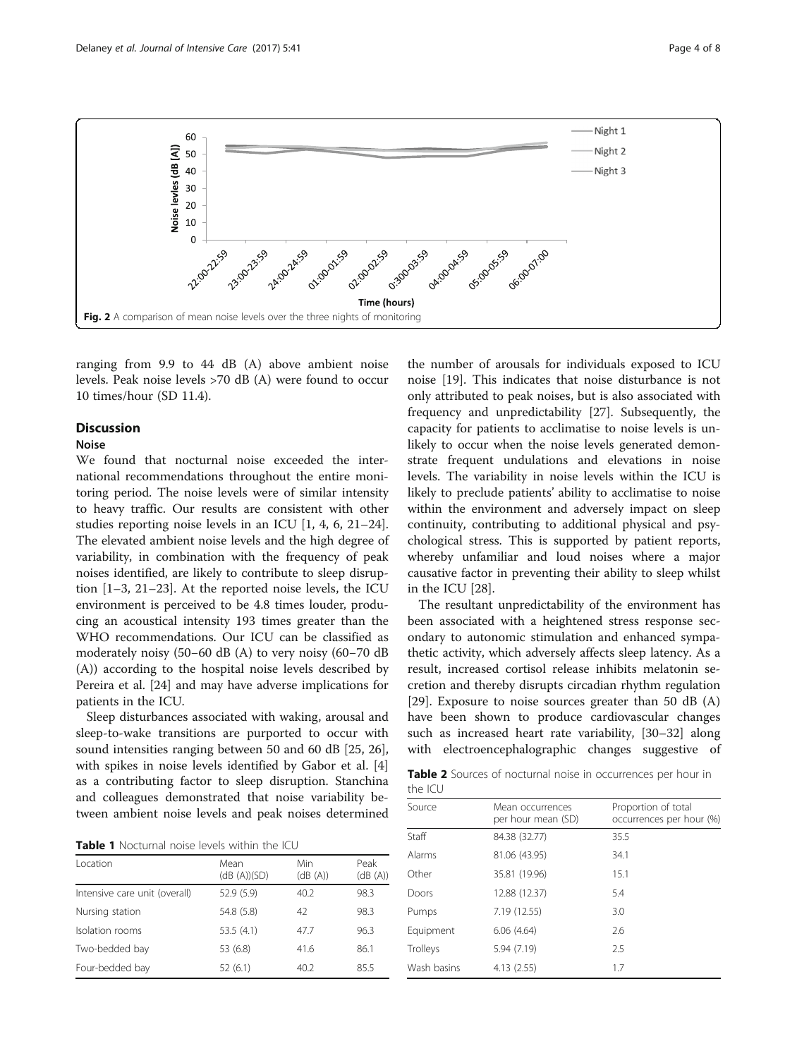Fig. 2 A comparison of mean noise levels over the three nights of monitoring

ranging from 9.9 to 44 dB (A) above ambient noise levels. Peak noise levels >70 dB (A) were found to occur 10 times/hour (SD 11.4).

## Discussion

### Noise

We found that nocturnal noise exceeded the international recommendations throughout the entire monitoring period. The noise levels were of similar intensity to heavy traffic. Our results are consistent with other studies reporting noise levels in an ICU [1, 4, 6, 21–24]. The elevated ambient noise levels and the high degree of variability, in combination with the frequency of peak noises identified, are likely to contribute to sleep disruption [1–3, 21–23]. At the reported noise levels, the ICU environment is perceived to be 4.8 times louder, producing an acoustical intensity 193 times greater than the WHO recommendations. Our ICU can be classified as moderately noisy (50–60 dB (A) to very noisy (60–70 dB (A)) according to the hospital noise levels described by Pereira et al. [24] and may have adverse implications for patients in the ICU.

Sleep disturbances associated with waking, arousal and sleep-to-wake transitions are purported to occur with sound intensities ranging between 50 and 60 dB [25, 26], with spikes in noise levels identified by Gabor et al. [4] as a contributing factor to sleep disruption. Stanchina and colleagues demonstrated that noise variability between ambient noise levels and peak noises determined the number of arousals for individuals exposed to ICU noise [19]. This indicates that noise disturbance is not only attributed to peak noises, but is also associated with frequency and unpredictability [27]. Subsequently, the capacity for patients to acclimatise to noise levels is unlikely to occur when the noise levels generated demonstrate frequent undulations and elevations in noise levels. The variability in noise levels within the ICU is likely to preclude patients' ability to acclimatise to noise within the environment and adversely impact on sleep continuity, contributing to additional physical and psychological stress. This is supported by patient reports, whereby unfamiliar and loud noises where a major causative factor in preventing their ability to sleep whilst in the ICU [28].

The resultant unpredictability of the environment has been associated with a heightened stress response secondary to autonomic stimulation and enhanced sympathetic activity, which adversely affects sleep latency. As a result, increased cortisol release inhibits melatonin secretion and thereby disrupts circadian rhythm regulation [29]. Exposure to noise sources greater than 50 dB (A) have been shown to produce cardiovascular changes such as increased heart rate variability, [30–32] along with electroencephalographic changes suggestive of

**Table 1** Nocturnal noise levels within the ICU

| Location | Mean (dB (A))(SD) | Min (dB (A)) | Peak (dB (A)) |
|---|---|---|---|
| Intensive care unit (overall) | 52.9 (5.9) | 40.2 | 98.3 |
| Nursing station | 54.8 (5.8) | 42 | 98.3 |
| Isolation rooms | 53.5 (4.1) | 47.7 | 96.3 |
| Two-bedded bay | 53 (6.8) | 41.6 | 86.1 |
| Four-bedded bay | 52 (6.1) | 40.2 | 85.5 |

**Table 2** Sources of nocturnal noise in occurrences per hour in the ICU

| Source | Mean occurrences per hour mean (SD) | Proportion of total occurrences per hour (%) |
|---|---|---|
| Staff | 84.38 (32.77) | 35.5 |
| Alarms | 81.06 (43.95) | 34.1 |
| Other | 35.81 (19.96) | 15.1 |
| Doors | 12.88 (12.37) | 5.4 |
| Pumps | 7.19 (12.55) | 3.0 |
| Equipment | 6.06 (4.64) | 2.6 |
| Trolleys | 5.94 (7.19) | 2.5 |
| Wash basins | 4.13 (2.55) | 1.7 |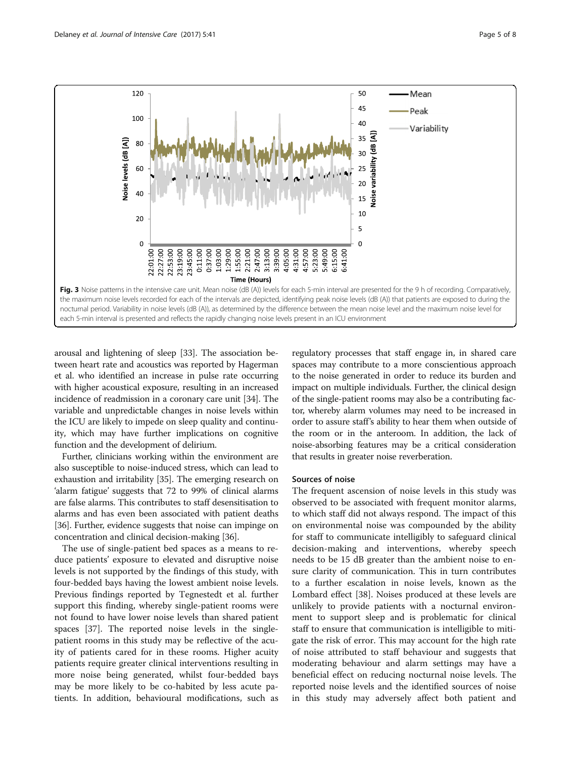120
100
80
60
40
20
0

Noise levels (dB [A])

50
45
40
35
30
25
20
15
10
5
0

Noise variability (dB [A])

Mean

Peak

Variability

22:01:00
22:27:00
22:53:00
23:19:00
23:45:00
0:11:00
0:37:00
1:03:00
1:29:00
1:55:00
2:21:00
2:47:00
3:13:00
3:39:00
4:05:00
4:31:00
4:57:00
5:23:00
5:49:00
6:15:00
6:41:00

Time (Hours)

**Fig. 3** Noise patterns in the intensive care unit. Mean noise (dB (A)) levels for each 5-min interval are presented for the 9 h of recording. Comparatively, the maximum noise levels recorded for each of the intervals are depicted, identifying peak noise levels (dB (A)) that patients are exposed to during the nocturnal period. Variability in noise levels (dB (A)), as determined by the difference between the mean noise level and the maximum noise level for each 5-min interval is presented and reflects the rapidly changing noise levels present in an ICU environment

arousal and lightening of sleep [33]. The association between heart rate and acoustics was reported by Hagerman et al. who identified an increase in pulse rate occurring with higher acoustical exposure, resulting in an increased incidence of readmission in a coronary care unit [34]. The variable and unpredictable changes in noise levels within the ICU are likely to impede on sleep quality and continuity, which may have further implications on cognitive function and the development of delirium.

Further, clinicians working within the environment are also susceptible to noise-induced stress, which can lead to exhaustion and irritability [35]. The emerging research on 'alarm fatigue' suggests that 72 to 99% of clinical alarms are false alarms. This contributes to staff desensitisation to alarms and has even been associated with patient deaths [36]. Further, evidence suggests that noise can impinge on concentration and clinical decision-making [36].

The use of single-patient bed spaces as a means to reduce patients' exposure to elevated and disruptive noise levels is not supported by the findings of this study, with four-bedded bays having the lowest ambient noise levels. Previous findings reported by Tegnestedt et al. further support this finding, whereby single-patient rooms were not found to have lower noise levels than shared patient spaces [37]. The reported noise levels in the single-patient rooms in this study may be reflective of the acuity of patients cared for in these rooms. Higher acuity patients require greater clinical interventions resulting in more noise being generated, whilst four-bedded bays may be more likely to be co-habited by less acute patients. In addition, behavioural modifications, such as regulatory processes that staff engage in, in shared care spaces may contribute to a more conscientious approach to the noise generated in order to reduce its burden and impact on multiple individuals. Further, the clinical design of the single-patient rooms may also be a contributing factor, whereby alarm volumes may need to be increased in order to assure staff's ability to hear them when outside of the room or in the anteroom. In addition, the lack of noise-absorbing features may be a critical consideration that results in greater noise reverberation.

### Sources of noise

The frequent ascension of noise levels in this study was observed to be associated with frequent monitor alarms, to which staff did not always respond. The impact of this on environmental noise was compounded by the ability for staff to communicate intelligibly to safeguard clinical decision-making and interventions, whereby speech needs to be 15 dB greater than the ambient noise to ensure clarity of communication. This in turn contributes to a further escalation in noise levels, known as the Lombard effect [38]. Noises produced at these levels are unlikely to provide patients with a nocturnal environment to support sleep and is problematic for clinical staff to ensure that communication is intelligible to mitigate the risk of error. This may account for the high rate of noise attributed to staff behaviour and suggests that moderating behaviour and alarm settings may have a beneficial effect on reducing nocturnal noise levels. The reported noise levels and the identified sources of noise in this study may adversely affect both patient and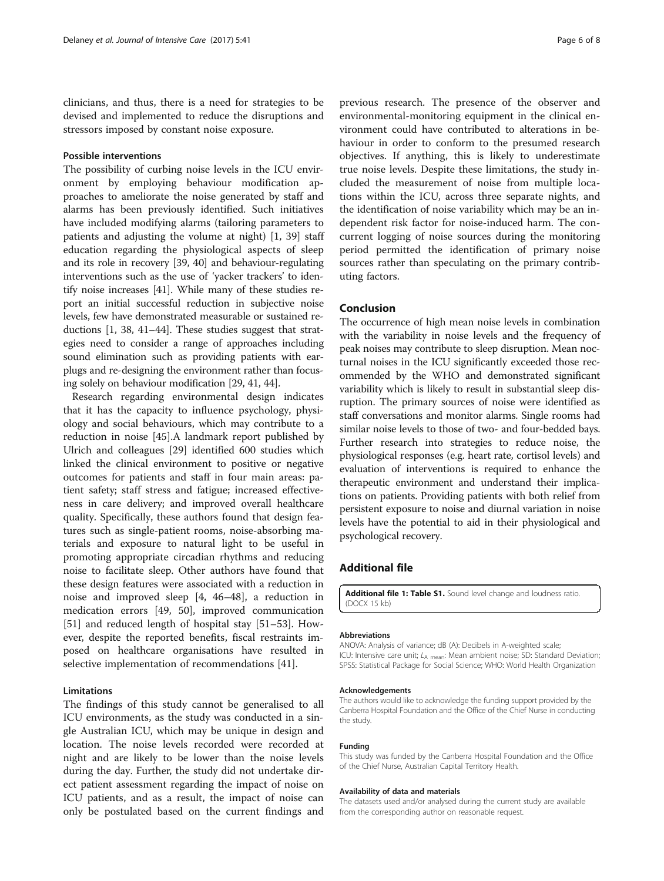clinicians, and thus, there is a need for strategies to be devised and implemented to reduce the disruptions and stressors imposed by constant noise exposure.

### Possible interventions

The possibility of curbing noise levels in the ICU environment by employing behaviour modification approaches to ameliorate the noise generated by staff and alarms has been previously identified. Such initiatives have included modifying alarms (tailoring parameters to patients and adjusting the volume at night) [1, 39] staff education regarding the physiological aspects of sleep and its role in recovery [39, 40] and behaviour-regulating interventions such as the use of 'yacker trackers' to identify noise increases [41]. While many of these studies report an initial successful reduction in subjective noise levels, few have demonstrated measurable or sustained reductions [1, 38, 41–44]. These studies suggest that strategies need to consider a range of approaches including sound elimination such as providing patients with earplugs and re-designing the environment rather than focusing solely on behaviour modification [29, 41, 44].

Research regarding environmental design indicates that it has the capacity to influence psychology, physiology and social behaviours, which may contribute to a reduction in noise [45].A landmark report published by Ulrich and colleagues [29] identified 600 studies which linked the clinical environment to positive or negative outcomes for patients and staff in four main areas: patient safety; staff stress and fatigue; increased effectiveness in care delivery; and improved overall healthcare quality. Specifically, these authors found that design features such as single-patient rooms, noise-absorbing materials and exposure to natural light to be useful in promoting appropriate circadian rhythms and reducing noise to facilitate sleep. Other authors have found that these design features were associated with a reduction in noise and improved sleep [4, 46–48], a reduction in medication errors [49, 50], improved communication [51] and reduced length of hospital stay [51–53]. However, despite the reported benefits, fiscal restraints imposed on healthcare organisations have resulted in selective implementation of recommendations [41].

### Limitations

The findings of this study cannot be generalised to all ICU environments, as the study was conducted in a single Australian ICU, which may be unique in design and location. The noise levels recorded were recorded at night and are likely to be lower than the noise levels during the day. Further, the study did not undertake direct patient assessment regarding the impact of noise on ICU patients, and as a result, the impact of noise can only be postulated based on the current findings and previous research. The presence of the observer and environmental-monitoring equipment in the clinical environment could have contributed to alterations in behaviour in order to conform to the presumed research objectives. If anything, this is likely to underestimate true noise levels. Despite these limitations, the study included the measurement of noise from multiple locations within the ICU, across three separate nights, and the identification of noise variability which may be an independent risk factor for noise-induced harm. The concurrent logging of noise sources during the monitoring period permitted the identification of primary noise sources rather than speculating on the primary contributing factors.

## Conclusion

The occurrence of high mean noise levels in combination with the variability in noise levels and the frequency of peak noises may contribute to sleep disruption. Mean nocturnal noises in the ICU significantly exceeded those recommended by the WHO and demonstrated significant variability which is likely to result in substantial sleep disruption. The primary sources of noise were identified as staff conversations and monitor alarms. Single rooms had similar noise levels to those of two- and four-bedded bays. Further research into strategies to reduce noise, the physiological responses (e.g. heart rate, cortisol levels) and evaluation of interventions is required to enhance the therapeutic environment and understand their implications on patients. Providing patients with both relief from persistent exposure to noise and diurnal variation in noise levels have the potential to aid in their physiological and psychological recovery.

## Additional file

**Additional file 1: Table S1.** Sound level change and loudness ratio. (DOCX 15 kb)

#### Abbreviations

ANOVA: Analysis of variance; dB (A): Decibels in A-weighted scale; ICU: Intensive care unit; $L_{A\ mean}$: Mean ambient noise; SD: Standard Deviation; SPSS: Statistical Package for Social Science; WHO: World Health Organization

#### Acknowledgements

The authors would like to acknowledge the funding support provided by the Canberra Hospital Foundation and the Office of the Chief Nurse in conducting the study.

#### Funding

This study was funded by the Canberra Hospital Foundation and the Office of the Chief Nurse, Australian Capital Territory Health.

#### Availability of data and materials

The datasets used and/or analysed during the current study are available from the corresponding author on reasonable request.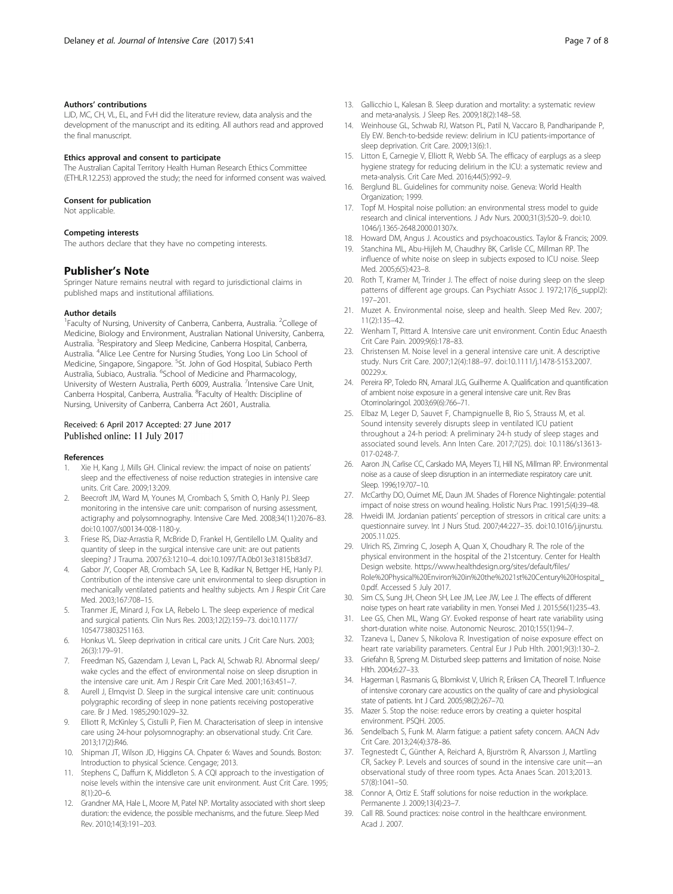#### Authors' contributions

LJD, MC, CH, VL, EL, and FvH did the literature review, data analysis and the development of the manuscript and its editing. All authors read and approved the final manuscript.

#### Ethics approval and consent to participate

The Australian Capital Territory Health Human Research Ethics Committee (ETHLR.12.253) approved the study; the need for informed consent was waived.

#### Consent for publication

Not applicable.

#### Competing interests

The authors declare that they have no competing interests.

## Publisher's Note

Springer Nature remains neutral with regard to jurisdictional claims in published maps and institutional affiliations.

#### Author details

[1]Faculty of Nursing, University of Canberra, Canberra, Australia. [2]College of Medicine, Biology and Environment, Australian National University, Canberra, Australia. [3]Respiratory and Sleep Medicine, Canberra Hospital, Canberra, Australia. [4]Alice Lee Centre for Nursing Studies, Yong Loo Lin School of Medicine, Singapore, Singapore. [5]St. John of God Hospital, Subiaco Perth Australia, Subiaco, Australia. [6]School of Medicine and Pharmacology, University of Western Australia, Perth 6009, Australia. [7]Intensive Care Unit, Canberra Hospital, Canberra, Australia. [8]Faculty of Health: Discipline of Nursing, University of Canberra, Canberra Act 2601, Australia.

Received: 6 April 2017 Accepted: 27 June 2017
Published online: 11 July 2017

#### References

1. Xie H, Kang J, Mills GH. Clinical review: the impact of noise on patients' sleep and the effectiveness of noise reduction strategies in intensive care units. Crit Care. 2009;13:209.
2. Beecroft JM, Ward M, Younes M, Crombach S, Smith O, Hanly PJ. Sleep monitoring in the intensive care unit: comparison of nursing assessment, actigraphy and polysomnography. Intensive Care Med. 2008;34(11):2076–83. doi:10.1007/s00134-008-1180-y.
3. Friese RS, Diaz-Arrastia R, McBride D, Frankel H, Gentilello LM. Quality and quantity of sleep in the surgical intensive care unit: are out patients sleeping? J Trauma. 2007;63:1210–4. doi:10.1097/TA.0b013e31815b83d7.
4. Gabor JY, Cooper AB, Crombach SA, Lee B, Kadikar N, Bettger HE, Hanly PJ. Contribution of the intensive care unit environmental to sleep disruption in mechanically ventilated patients and healthy subjects. Am J Respir Crit Care Med. 2003;167:708–15.
5. Tranmer JE, Minard J, Fox LA, Rebelo L. The sleep experience of medical and surgical patients. Clin Nurs Res. 2003;12(2):159–73. doi:10.1177/1054773803251163.
6. Honkus VL. Sleep deprivation in critical care units. J Crit Care Nurs. 2003; 26(3):179–91.
7. Freedman NS, Gazendam J, Levan L, Pack AI, Schwab RJ. Abnormal sleep/wake cycles and the effect of environmental noise on sleep disruption in the intensive care unit. Am J Respir Crit Care Med. 2001;163:451–7.
8. Aurell J, Elmqvist D. Sleep in the surgical intensive care unit: continuous polygraphic recording of sleep in none patients receiving postoperative care. Br J Med. 1985;290:1029–32.
9. Elliott R, McKinley S, Cistulli P, Fien M. Characterisation of sleep in intensive care using 24-hour polysomnography: an observational study. Crit Care. 2013;17(2):R46.
10. Shipman JT, Wilson JD, Higgins CA. Chpater 6: Waves and Sounds. Boston: Introduction to physical Science. Cengage; 2013.
11. Stephens C, Daffurn K, Middleton S. A CQI approach to the investigation of noise levels within the intensive care unit environment. Aust Crit Care. 1995; 8(1):20–6.
12. Grandner MA, Hale L, Moore M, Patel NP. Mortality associated with short sleep duration: the evidence, the possible mechanisms, and the future. Sleep Med Rev. 2010;14(3):191–203.
13. Gallicchio L, Kalesan B. Sleep duration and mortality: a systematic review and meta-analysis. J Sleep Res. 2009;18(2):148–58.
14. Weinhouse GL, Schwab RJ, Watson PL, Patil N, Vaccaro B, Pandharipande P, Ely EW. Bench-to-bedside review: delirium in ICU patients-importance of sleep deprivation. Crit Care. 2009;13(6):1.
15. Litton E, Carnegie V, Elliott R, Webb SA. The efficacy of earplugs as a sleep hygiene strategy for reducing delirium in the ICU: a systematic review and meta-analysis. Crit Care Med. 2016;44(5):992–9.
16. Berglund BL. Guidelines for community noise. Geneva: World Health Organization; 1999.
17. Topf M. Hospital noise pollution: an environmental stress model to guide research and clinical interventions. J Adv Nurs. 2000;31(3):520–9. doi:10.1046/j.1365-2648.2000.01307x.
18. Howard DM, Angus J. Acoustics and psychoacoustics. Taylor & Francis; 2009.
19. Stanchina ML, Abu-Hijleh M, Chaudhry BK, Carlisle CC, Millman RP. The influence of white noise on sleep in subjects exposed to ICU noise. Sleep Med. 2005;6(5):423–8.
20. Roth T, Kramer M, Trinder J. The effect of noise during sleep on the sleep patterns of different age groups. Can Psychiatr Assoc J. 1972;17(6_suppl2): 197–201.
21. Muzet A. Environmental noise, sleep and health. Sleep Med Rev. 2007; 11(2):135–42.
22. Wenham T, Pittard A. Intensive care unit environment. Contin Educ Anaesth Crit Care Pain. 2009;9(6):178–83.
23. Christensen M. Noise level in a general intensive care unit. A descriptive study. Nurs Crit Care. 2007;12(4):188–97. doi:10.1111/j.1478-5153.2007.00229.x.
24. Pereira RP, Toledo RN, Amaral JLG, Guilherme A. Qualification and quantification of ambient noise exposure in a general intensive care unit. Rev Bras Otorrinolaringol. 2003;69(6):766–71.
25. Elbaz M, Leger D, Sauvet F, Champignuelle B, Rio S, Strauss M, et al. Sound intensity severely disrupts sleep in ventilated ICU patient throughout a 24-h period: A preliminary 24-h study of sleep stages and associated sound levels. Ann Inten Care. 2017;7(25). doi: 10.1186/s13613-017-0248-7.
26. Aaron JN, Carlise CC, Carskado MA, Meyers TJ, Hill NS, Millman RP. Environmental noise as a cause of sleep disruption in an intermediate respiratory care unit. Sleep. 1996;19:707–10.
27. McCarthy DO, Ouimet ME, Daun JM. Shades of Florence Nightingale: potential impact of noise stress on wound healing. Holistic Nurs Prac. 1991;5(4):39–48.
28. Hweidi IM. Jordanian patients' perception of stressors in critical care units: a questionnaire survey. Int J Nurs Stud. 2007;44:227–35. doi:10.1016/j.ijnurstu.2005.11.025.
29. Ulrich RS, Zimring C, Joseph A, Quan X, Choudhary R. The role of the physical environment in the hospital of the 21stcentury. Center for Health Design website. https://www.healthdesign.org/sites/default/files/Role%20Physical%20Environ%20in%20the%2021st%20Century%20Hospital_0.pdf. Accessed 5 July 2017.
30. Sim CS, Sung JH, Cheon SH, Lee JM, Lee JW, Lee J. The effects of different noise types on heart rate variability in men. Yonsei Med J. 2015;56(1):235–43.
31. Lee GS, Chen ML, Wang GY. Evoked response of heart rate variability using short-duration white noise. Autonomic Neurosc. 2010;155(1):94–7.
32. Tzaneva L, Danev S, Nikolova R. Investigation of noise exposure effect on heart rate variability parameters. Central Eur J Pub Hlth. 2001;9(3):130–2.
33. Griefahn B, Spreng M. Disturbed sleep patterns and limitation of noise. Noise Hlth. 2004;6:27–33.
34. Hagerman I, Rasmanis G, Blomkvist V, Ulrich R, Eriksen CA, Theorell T. Influence of intensive coronary care acoustics on the quality of care and physiological state of patients. Int J Card. 2005;98(2):267–70.
35. Mazer S. Stop the noise: reduce errors by creating a quieter hospital environment. PSQH. 2005.
36. Sendelbach S, Funk M. Alarm fatigue: a patient safety concern. AACN Adv Crit Care. 2013;24(4):378–86.
37. Tegnestedt C, Günther A, Reichard A, Bjurström R, Alvarsson J, Martling CR, Sackey P. Levels and sources of sound in the intensive care unit—an observational study of three room types. Acta Anaes Scan. 2013;2013. 57(8):1041–50.
38. Connor A, Ortiz E. Staff solutions for noise reduction in the workplace. Permanente J. 2009;13(4):23–7.
39. Call RB. Sound practices: noise control in the healthcare environment. Acad J. 2007.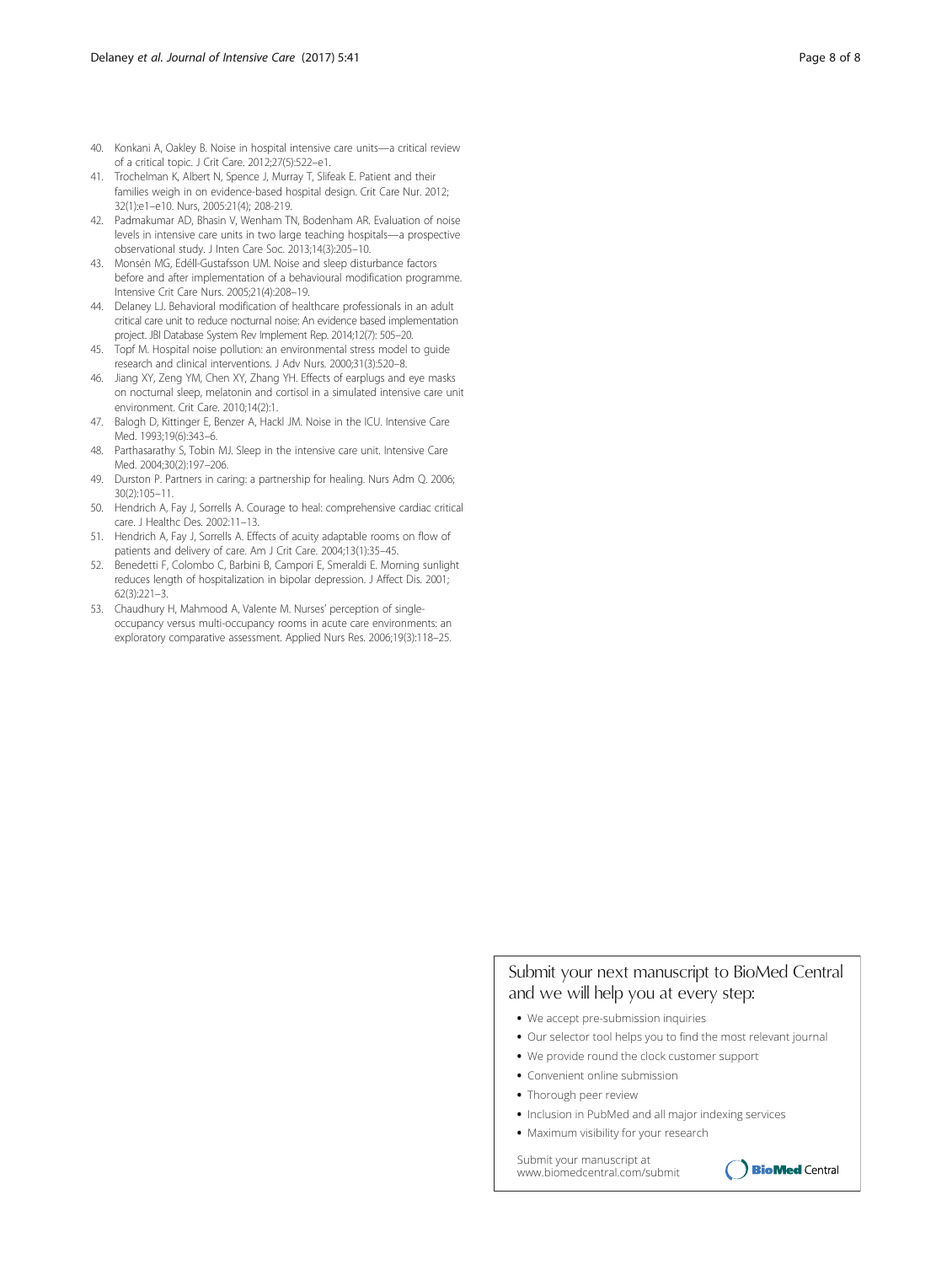40. Konkani A, Oakley B. Noise in hospital intensive care units—a critical review of a critical topic. J Crit Care. 2012;27(5):522–e1.
41. Trochelman K, Albert N, Spence J, Murray T, Slifeak E. Patient and their families weigh in on evidence-based hospital design. Crit Care Nur. 2012; 32(1):e1–e10. Nurs, 2005:21(4); 208-219.
42. Padmakumar AD, Bhasin V, Wenham TN, Bodenham AR. Evaluation of noise levels in intensive care units in two large teaching hospitals—a prospective observational study. J Inten Care Soc. 2013;14(3):205–10.
43. Monsén MG, Edéll-Gustafsson UM. Noise and sleep disturbance factors before and after implementation of a behavioural modification programme. Intensive Crit Care Nurs. 2005;21(4):208–19.
44. Delaney LJ. Behavioral modification of healthcare professionals in an adult critical care unit to reduce nocturnal noise: An evidence based implementation project. JBI Database System Rev Implement Rep. 2014;12(7): 505–20.
45. Topf M. Hospital noise pollution: an environmental stress model to guide research and clinical interventions. J Adv Nurs. 2000;31(3):520–8.
46. Jiang XY, Zeng YM, Chen XY, Zhang YH. Effects of earplugs and eye masks on nocturnal sleep, melatonin and cortisol in a simulated intensive care unit environment. Crit Care. 2010;14(2):1.
47. Balogh D, Kittinger E, Benzer A, Hackl JM. Noise in the ICU. Intensive Care Med. 1993;19(6):343–6.
48. Parthasarathy S, Tobin MJ. Sleep in the intensive care unit. Intensive Care Med. 2004;30(2):197–206.
49. Durston P. Partners in caring: a partnership for healing. Nurs Adm Q. 2006; 30(2):105–11.
50. Hendrich A, Fay J, Sorrells A. Courage to heal: comprehensive cardiac critical care. J Healthc Des. 2002:11–13.
51. Hendrich A, Fay J, Sorrells A. Effects of acuity adaptable rooms on flow of patients and delivery of care. Am J Crit Care. 2004;13(1):35–45.
52. Benedetti F, Colombo C, Barbini B, Campori E, Smeraldi E. Morning sunlight reduces length of hospitalization in bipolar depression. J Affect Dis. 2001; 62(3):221–3.
53. Chaudhury H, Mahmood A, Valente M. Nurses' perception of single-occupancy versus multi-occupancy rooms in acute care environments: an exploratory comparative assessment. Applied Nurs Res. 2006;19(3):118–25.